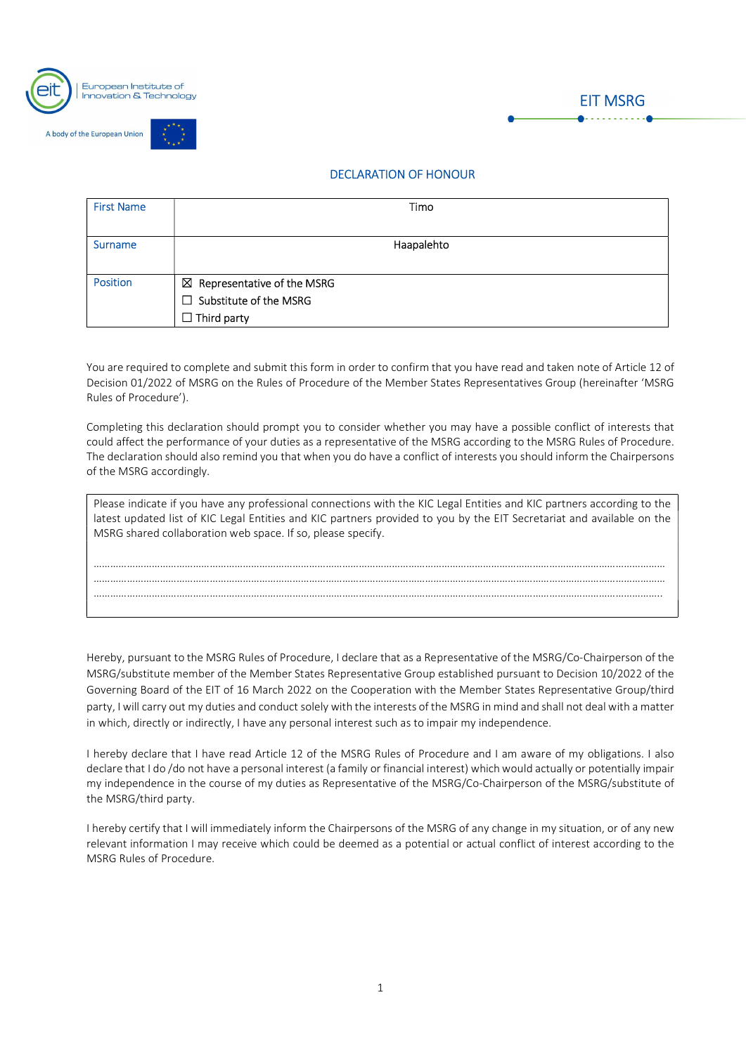European Institute of Innovation & Technology

A body of the European Union

EIT MSRG

## DECLARATION OF HONOUR

| First Name | Timo |
|---|---|
| Surname | Haapalehto |
| Position | ☒ Representative of the MSRG<br>☐ Substitute of the MSRG<br>☐ Third party |

You are required to complete and submit this form in order to confirm that you have read and taken note of Article 12 of Decision 01/2022 of MSRG on the Rules of Procedure of the Member States Representatives Group (hereinafter 'MSRG Rules of Procedure').

Completing this declaration should prompt you to consider whether you may have a possible conflict of interests that could affect the performance of your duties as a representative of the MSRG according to the MSRG Rules of Procedure. The declaration should also remind you that when you do have a conflict of interests you should inform the Chairpersons of the MSRG accordingly.

> Please indicate if you have any professional connections with the KIC Legal Entities and KIC partners according to the latest updated list of KIC Legal Entities and KIC partners provided to you by the EIT Secretariat and available on the MSRG shared collaboration web space. If so, please specify.
>
> ……………………………………………………………………………………………………………………………………………………
> ……………………………………………………………………………………………………………………………………………………
> ……………………………………………………………………………………………………………………………………………………

Hereby, pursuant to the MSRG Rules of Procedure, I declare that as a Representative of the MSRG/Co-Chairperson of the MSRG/substitute member of the Member States Representative Group established pursuant to Decision 10/2022 of the Governing Board of the EIT of 16 March 2022 on the Cooperation with the Member States Representative Group/third party, I will carry out my duties and conduct solely with the interests of the MSRG in mind and shall not deal with a matter in which, directly or indirectly, I have any personal interest such as to impair my independence.

I hereby declare that I have read Article 12 of the MSRG Rules of Procedure and I am aware of my obligations. I also declare that I do /do not have a personal interest (a family or financial interest) which would actually or potentially impair my independence in the course of my duties as Representative of the MSRG/Co-Chairperson of the MSRG/substitute of the MSRG/third party.

I hereby certify that I will immediately inform the Chairpersons of the MSRG of any change in my situation, or of any new relevant information I may receive which could be deemed as a potential or actual conflict of interest according to the MSRG Rules of Procedure.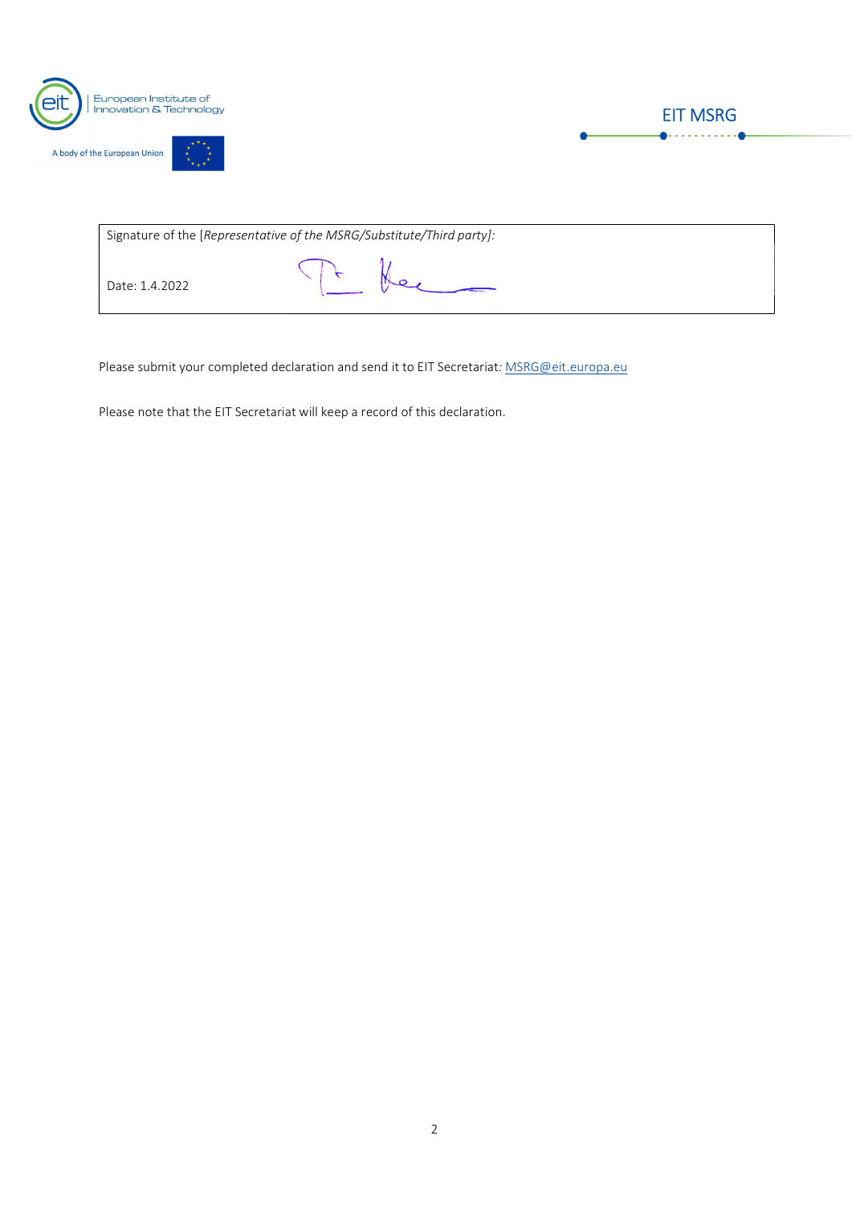| Signature of the [*Representative of the MSRG/Substitute/Third party]:* |
| --- |
| Date: 1.4.2022 |

Please submit your completed declaration and send it to EIT Secretariat*:* MSRG@eit.europa.eu

Please note that the EIT Secretariat will keep a record of this declaration.